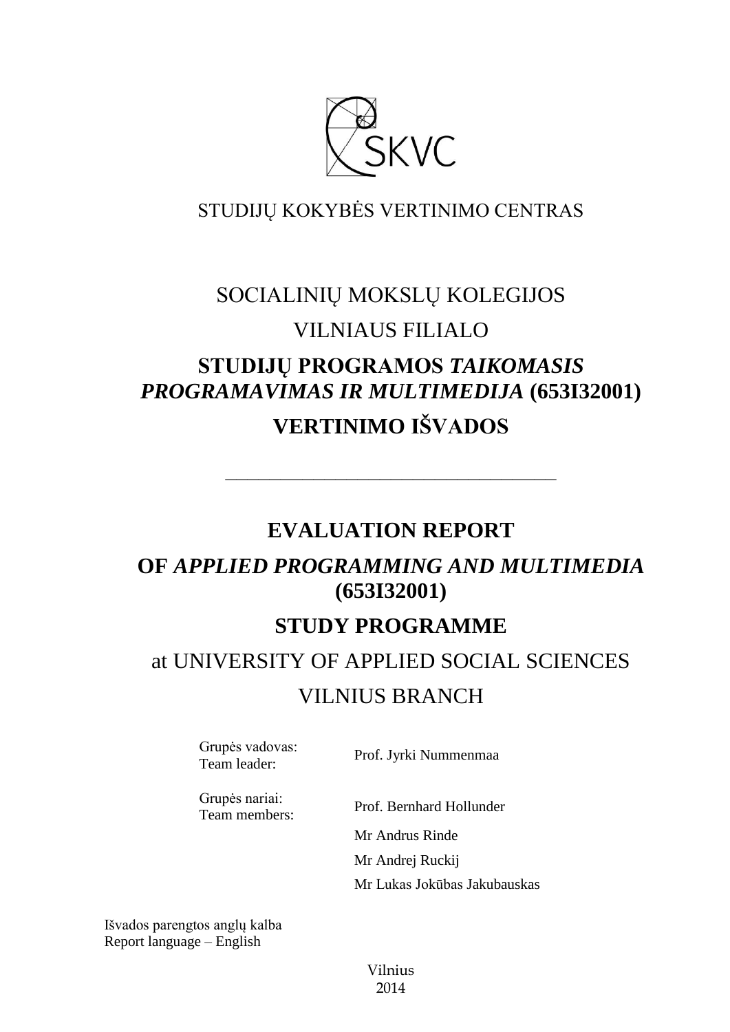SKVC

STUDIJŲ KOKYBĖS VERTINIMO CENTRAS

SOCIALINIŲ MOKSLŲ KOLEGIJOS

VILNIAUS FILIALO

**STUDIJŲ PROGRAMOS *TAIKOMASIS PROGRAMAVIMAS IR MULTIMEDIJA* (653I32001)**

**VERTINIMO IŠVADOS**

---

**EVALUATION REPORT**

**OF *APPLIED PROGRAMMING AND MULTIMEDIA* (653I32001)**

**STUDY PROGRAMME**

at UNIVERSITY OF APPLIED SOCIAL SCIENCES

VILNIUS BRANCH

| | |
|---|---|
| Grupės vadovas: Team leader: | Prof. Jyrki Nummenmaa |
| Grupės nariai: Team members: | Prof. Bernhard Hollunder |
| | Mr Andrus Rinde |
| | Mr Andrej Ruckij |
| | Mr Lukas Jokūbas Jakubauskas |

Išvados parengtos anglų kalba
Report language – English

Vilnius
2014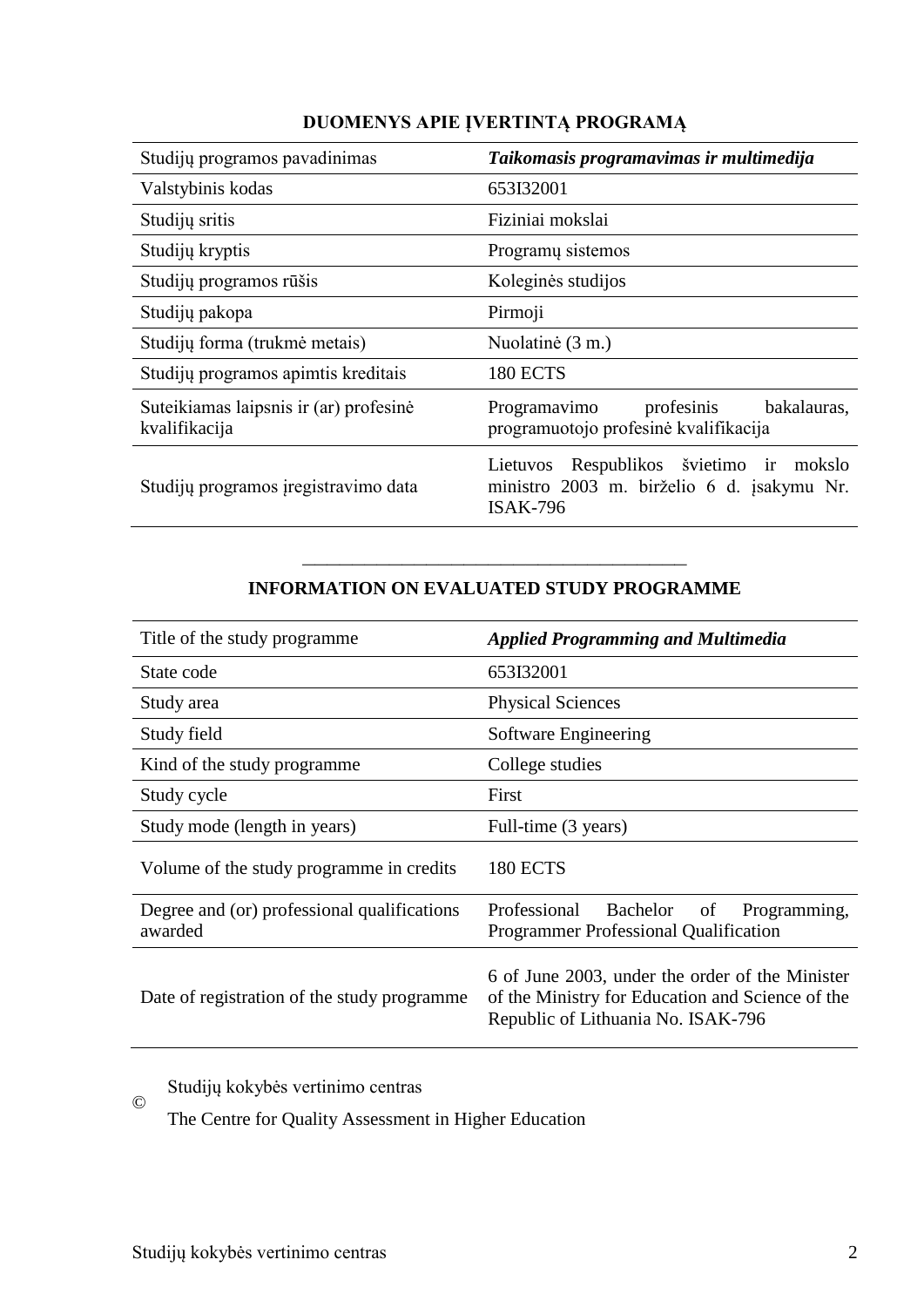## DUOMENYS APIE ĮVERTINTĄ PROGRAMĄ

| Studijų programos pavadinimas | ***Taikomasis programavimas ir multimedija*** |
|---|---|
| Valstybinis kodas | 653I32001 |
| Studijų sritis | Fiziniai mokslai |
| Studijų kryptis | Programų sistemos |
| Studijų programos rūšis | Koleginės studijos |
| Studijų pakopa | Pirmoji |
| Studijų forma (trukmė metais) | Nuolatinė (3 m.) |
| Studijų programos apimtis kreditais | 180 ECTS |
| Suteikiamas laipsnis ir (ar) profesinė kvalifikacija | Programavimo profesinis bakalauras, programuotojo profesinė kvalifikacija |
| Studijų programos įregistravimo data | Lietuvos Respublikos švietimo ir mokslo ministro 2003 m. birželio 6 d. įsakymu Nr. ISAK-796 |

---

## INFORMATION ON EVALUATED STUDY PROGRAMME

| Title of the study programme | ***Applied Programming and Multimedia*** |
|---|---|
| State code | 653I32001 |
| Study area | Physical Sciences |
| Study field | Software Engineering |
| Kind of the study programme | College studies |
| Study cycle | First |
| Study mode (length in years) | Full-time (3 years) |
| Volume of the study programme in credits | 180 ECTS |
| Degree and (or) professional qualifications awarded | Professional Bachelor of Programming, Programmer Professional Qualification |
| Date of registration of the study programme | 6 of June 2003, under the order of the Minister of the Ministry for Education and Science of the Republic of Lithuania No. ISAK-796 |

© Studijų kokybės vertinimo centras

The Centre for Quality Assessment in Higher Education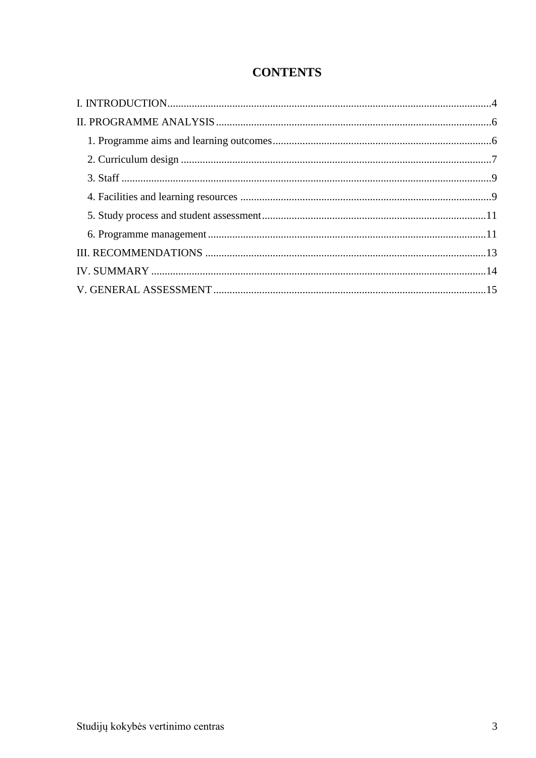# CONTENTS

I. INTRODUCTION....................................................................................................................4

II. PROGRAMME ANALYSIS.....................................................................................................6

1. Programme aims and learning outcomes..............................................................................6
2. Curriculum design ..............................................................................................................7
3. Staff ....................................................................................................................................9
4. Facilities and learning resources ..........................................................................................9
5. Study process and student assessment.................................................................................11
6. Programme management ....................................................................................................11

III. RECOMMENDATIONS .......................................................................................................13

IV. SUMMARY ..........................................................................................................................14

V. GENERAL ASSESSMENT ...................................................................................................15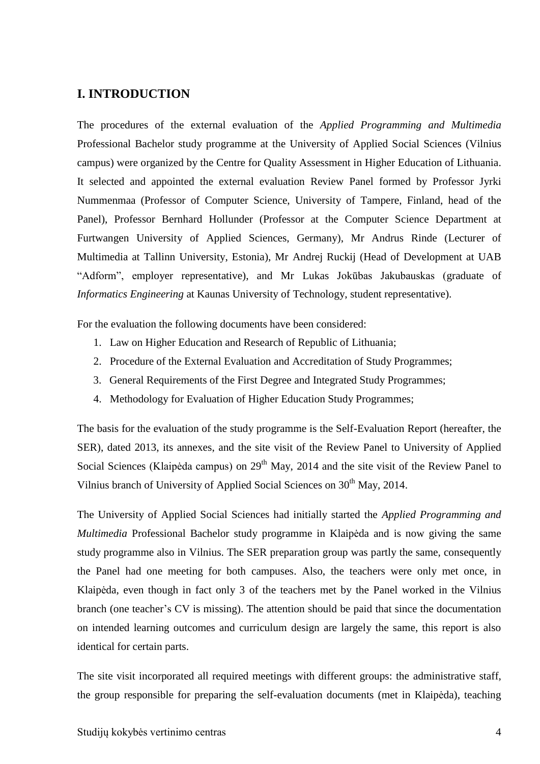## I. INTRODUCTION

The procedures of the external evaluation of the *Applied Programming and Multimedia* Professional Bachelor study programme at the University of Applied Social Sciences (Vilnius campus) were organized by the Centre for Quality Assessment in Higher Education of Lithuania. It selected and appointed the external evaluation Review Panel formed by Professor Jyrki Nummenmaa (Professor of Computer Science, University of Tampere, Finland, head of the Panel), Professor Bernhard Hollunder (Professor at the Computer Science Department at Furtwangen University of Applied Sciences, Germany), Mr Andrus Rinde (Lecturer of Multimedia at Tallinn University, Estonia), Mr Andrej Ruckij (Head of Development at UAB "Adform", employer representative), and Mr Lukas Jokūbas Jakubauskas (graduate of *Informatics Engineering* at Kaunas University of Technology, student representative).

For the evaluation the following documents have been considered:

1. Law on Higher Education and Research of Republic of Lithuania;
2. Procedure of the External Evaluation and Accreditation of Study Programmes;
3. General Requirements of the First Degree and Integrated Study Programmes;
4. Methodology for Evaluation of Higher Education Study Programmes;

The basis for the evaluation of the study programme is the Self-Evaluation Report (hereafter, the SER), dated 2013, its annexes, and the site visit of the Review Panel to University of Applied Social Sciences (Klaipėda campus) on 29th May, 2014 and the site visit of the Review Panel to Vilnius branch of University of Applied Social Sciences on 30th May, 2014.

The University of Applied Social Sciences had initially started the *Applied Programming and Multimedia* Professional Bachelor study programme in Klaipėda and is now giving the same study programme also in Vilnius. The SER preparation group was partly the same, consequently the Panel had one meeting for both campuses. Also, the teachers were only met once, in Klaipėda, even though in fact only 3 of the teachers met by the Panel worked in the Vilnius branch (one teacher's CV is missing). The attention should be paid that since the documentation on intended learning outcomes and curriculum design are largely the same, this report is also identical for certain parts.

The site visit incorporated all required meetings with different groups: the administrative staff, the group responsible for preparing the self-evaluation documents (met in Klaipėda), teaching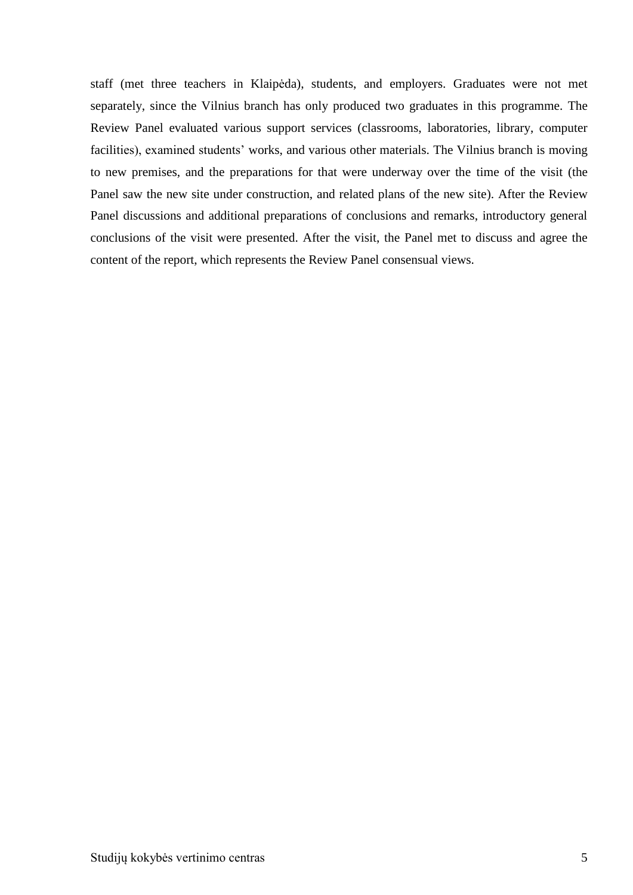staff (met three teachers in Klaipėda), students, and employers. Graduates were not met separately, since the Vilnius branch has only produced two graduates in this programme. The Review Panel evaluated various support services (classrooms, laboratories, library, computer facilities), examined students' works, and various other materials. The Vilnius branch is moving to new premises, and the preparations for that were underway over the time of the visit (the Panel saw the new site under construction, and related plans of the new site). After the Review Panel discussions and additional preparations of conclusions and remarks, introductory general conclusions of the visit were presented. After the visit, the Panel met to discuss and agree the content of the report, which represents the Review Panel consensual views.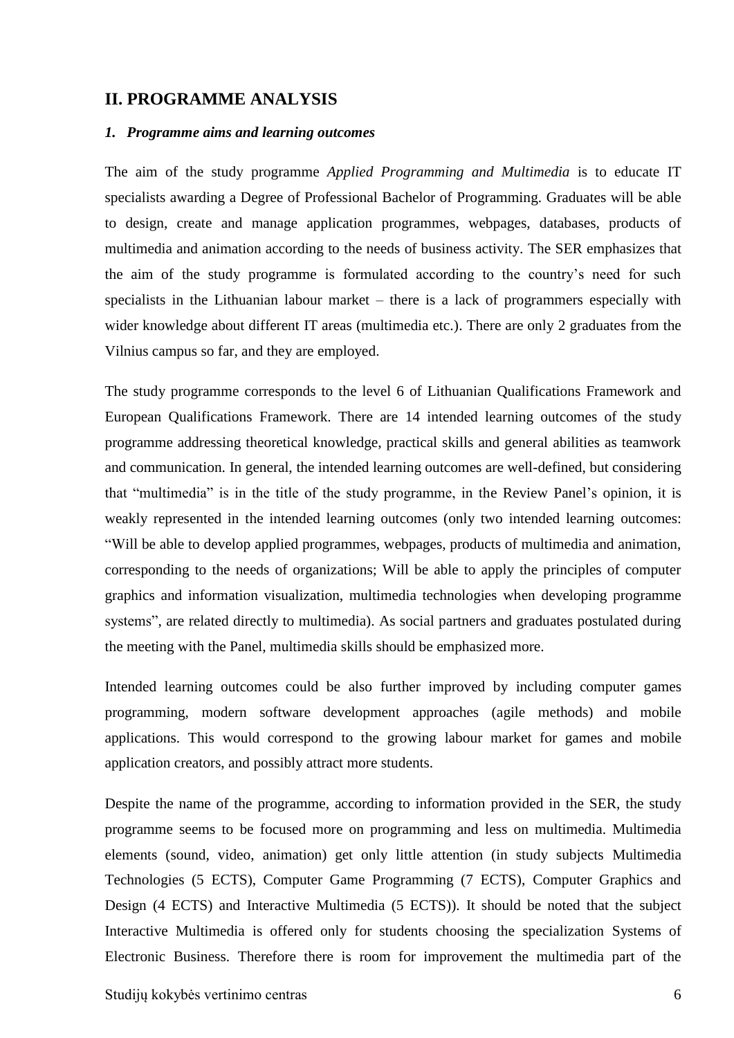## II. PROGRAMME ANALYSIS

### *1. Programme aims and learning outcomes*

The aim of the study programme *Applied Programming and Multimedia* is to educate IT specialists awarding a Degree of Professional Bachelor of Programming. Graduates will be able to design, create and manage application programmes, webpages, databases, products of multimedia and animation according to the needs of business activity. The SER emphasizes that the aim of the study programme is formulated according to the country's need for such specialists in the Lithuanian labour market – there is a lack of programmers especially with wider knowledge about different IT areas (multimedia etc.). There are only 2 graduates from the Vilnius campus so far, and they are employed.

The study programme corresponds to the level 6 of Lithuanian Qualifications Framework and European Qualifications Framework. There are 14 intended learning outcomes of the study programme addressing theoretical knowledge, practical skills and general abilities as teamwork and communication. In general, the intended learning outcomes are well-defined, but considering that "multimedia" is in the title of the study programme, in the Review Panel's opinion, it is weakly represented in the intended learning outcomes (only two intended learning outcomes: "Will be able to develop applied programmes, webpages, products of multimedia and animation, corresponding to the needs of organizations; Will be able to apply the principles of computer graphics and information visualization, multimedia technologies when developing programme systems", are related directly to multimedia). As social partners and graduates postulated during the meeting with the Panel, multimedia skills should be emphasized more.

Intended learning outcomes could be also further improved by including computer games programming, modern software development approaches (agile methods) and mobile applications. This would correspond to the growing labour market for games and mobile application creators, and possibly attract more students.

Despite the name of the programme, according to information provided in the SER, the study programme seems to be focused more on programming and less on multimedia. Multimedia elements (sound, video, animation) get only little attention (in study subjects Multimedia Technologies (5 ECTS), Computer Game Programming (7 ECTS), Computer Graphics and Design (4 ECTS) and Interactive Multimedia (5 ECTS)). It should be noted that the subject Interactive Multimedia is offered only for students choosing the specialization Systems of Electronic Business. Therefore there is room for improvement the multimedia part of the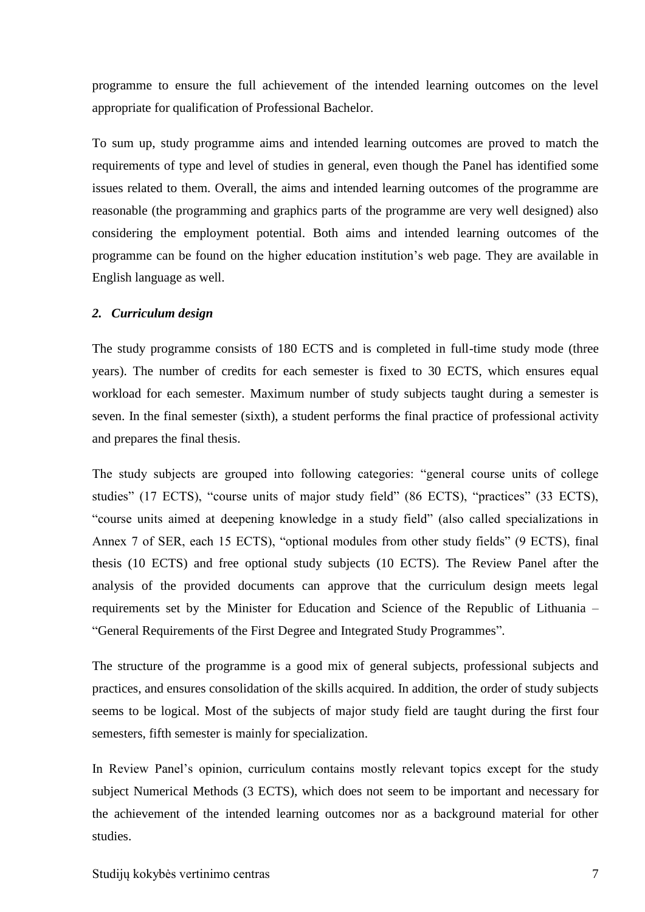programme to ensure the full achievement of the intended learning outcomes on the level appropriate for qualification of Professional Bachelor.

To sum up, study programme aims and intended learning outcomes are proved to match the requirements of type and level of studies in general, even though the Panel has identified some issues related to them. Overall, the aims and intended learning outcomes of the programme are reasonable (the programming and graphics parts of the programme are very well designed) also considering the employment potential. Both aims and intended learning outcomes of the programme can be found on the higher education institution's web page. They are available in English language as well.

### *2. Curriculum design*

The study programme consists of 180 ECTS and is completed in full-time study mode (three years). The number of credits for each semester is fixed to 30 ECTS, which ensures equal workload for each semester. Maximum number of study subjects taught during a semester is seven. In the final semester (sixth), a student performs the final practice of professional activity and prepares the final thesis.

The study subjects are grouped into following categories: "general course units of college studies" (17 ECTS), "course units of major study field" (86 ECTS), "practices" (33 ECTS), "course units aimed at deepening knowledge in a study field" (also called specializations in Annex 7 of SER, each 15 ECTS), "optional modules from other study fields" (9 ECTS), final thesis (10 ECTS) and free optional study subjects (10 ECTS). The Review Panel after the analysis of the provided documents can approve that the curriculum design meets legal requirements set by the Minister for Education and Science of the Republic of Lithuania – "General Requirements of the First Degree and Integrated Study Programmes".

The structure of the programme is a good mix of general subjects, professional subjects and practices, and ensures consolidation of the skills acquired. In addition, the order of study subjects seems to be logical. Most of the subjects of major study field are taught during the first four semesters, fifth semester is mainly for specialization.

In Review Panel's opinion, curriculum contains mostly relevant topics except for the study subject Numerical Methods (3 ECTS), which does not seem to be important and necessary for the achievement of the intended learning outcomes nor as a background material for other studies.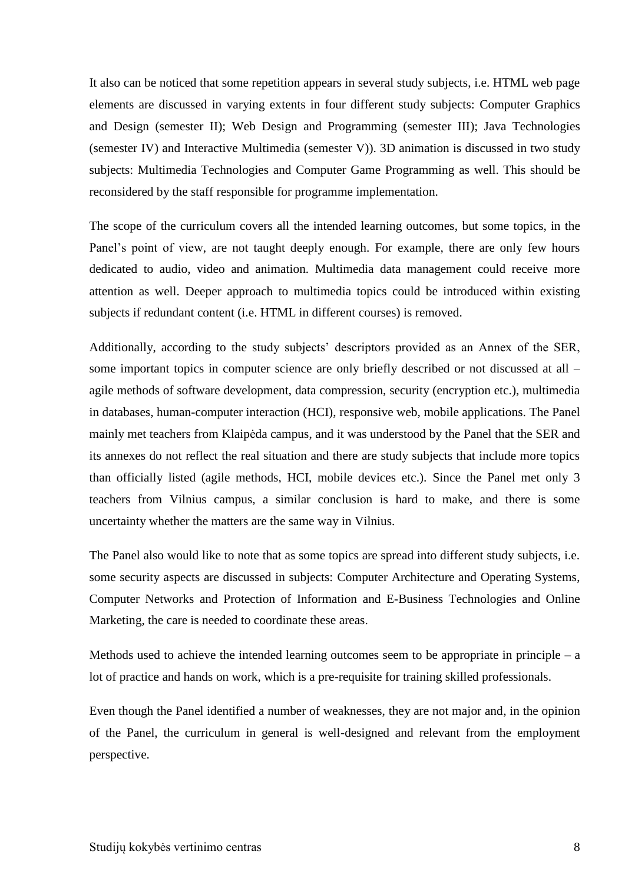It also can be noticed that some repetition appears in several study subjects, i.e. HTML web page elements are discussed in varying extents in four different study subjects: Computer Graphics and Design (semester II); Web Design and Programming (semester III); Java Technologies (semester IV) and Interactive Multimedia (semester V)). 3D animation is discussed in two study subjects: Multimedia Technologies and Computer Game Programming as well. This should be reconsidered by the staff responsible for programme implementation.

The scope of the curriculum covers all the intended learning outcomes, but some topics, in the Panel's point of view, are not taught deeply enough. For example, there are only few hours dedicated to audio, video and animation. Multimedia data management could receive more attention as well. Deeper approach to multimedia topics could be introduced within existing subjects if redundant content (i.e. HTML in different courses) is removed.

Additionally, according to the study subjects' descriptors provided as an Annex of the SER, some important topics in computer science are only briefly described or not discussed at all – agile methods of software development, data compression, security (encryption etc.), multimedia in databases, human-computer interaction (HCI), responsive web, mobile applications. The Panel mainly met teachers from Klaipėda campus, and it was understood by the Panel that the SER and its annexes do not reflect the real situation and there are study subjects that include more topics than officially listed (agile methods, HCI, mobile devices etc.). Since the Panel met only 3 teachers from Vilnius campus, a similar conclusion is hard to make, and there is some uncertainty whether the matters are the same way in Vilnius.

The Panel also would like to note that as some topics are spread into different study subjects, i.e. some security aspects are discussed in subjects: Computer Architecture and Operating Systems, Computer Networks and Protection of Information and E-Business Technologies and Online Marketing, the care is needed to coordinate these areas.

Methods used to achieve the intended learning outcomes seem to be appropriate in principle – a lot of practice and hands on work, which is a pre-requisite for training skilled professionals.

Even though the Panel identified a number of weaknesses, they are not major and, in the opinion of the Panel, the curriculum in general is well-designed and relevant from the employment perspective.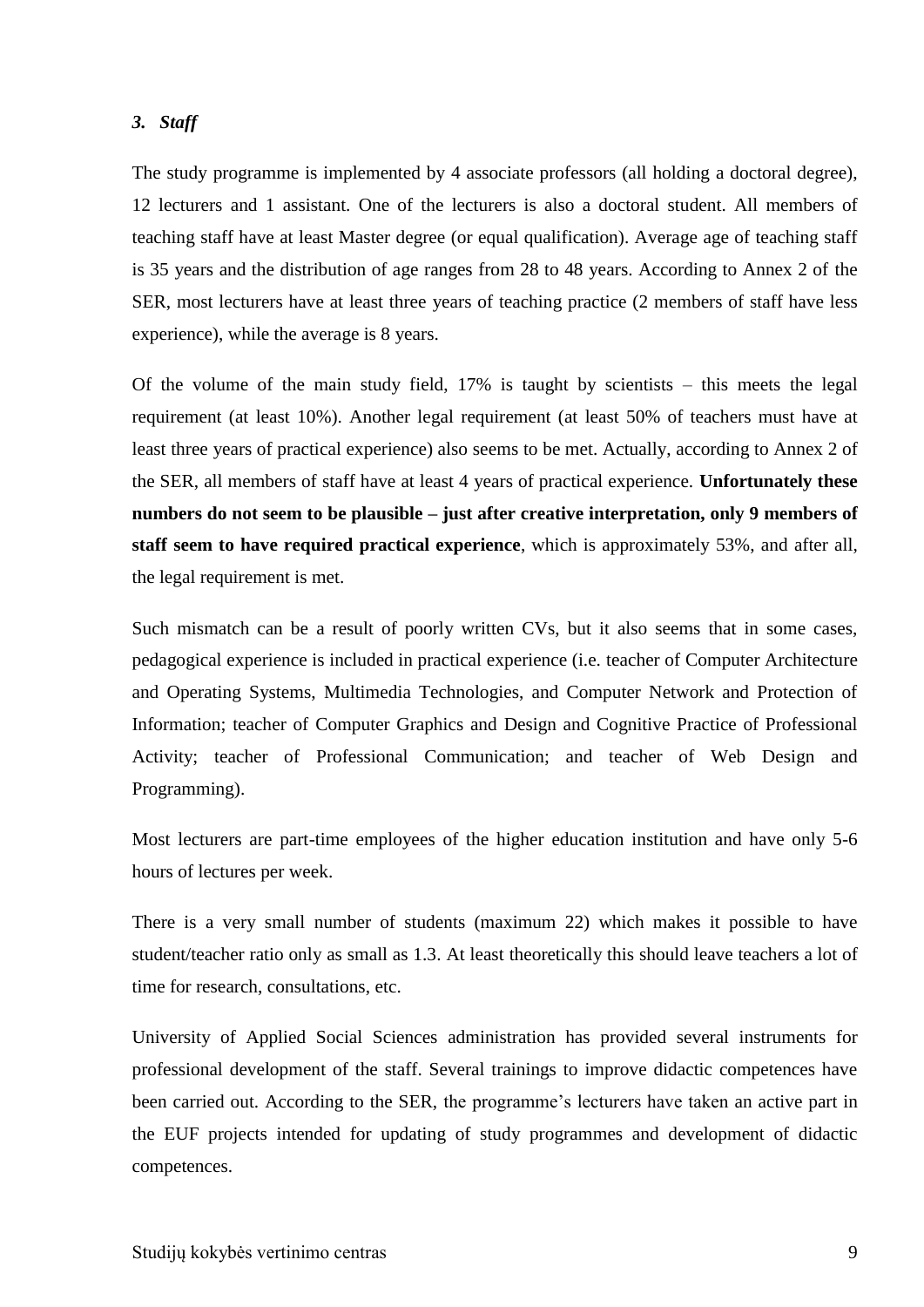### *3. Staff*

The study programme is implemented by 4 associate professors (all holding a doctoral degree), 12 lecturers and 1 assistant. One of the lecturers is also a doctoral student. All members of teaching staff have at least Master degree (or equal qualification). Average age of teaching staff is 35 years and the distribution of age ranges from 28 to 48 years. According to Annex 2 of the SER, most lecturers have at least three years of teaching practice (2 members of staff have less experience), while the average is 8 years.

Of the volume of the main study field, 17% is taught by scientists – this meets the legal requirement (at least 10%). Another legal requirement (at least 50% of teachers must have at least three years of practical experience) also seems to be met. Actually, according to Annex 2 of the SER, all members of staff have at least 4 years of practical experience. **Unfortunately these numbers do not seem to be plausible – just after creative interpretation, only 9 members of staff seem to have required practical experience**, which is approximately 53%, and after all, the legal requirement is met.

Such mismatch can be a result of poorly written CVs, but it also seems that in some cases, pedagogical experience is included in practical experience (i.e. teacher of Computer Architecture and Operating Systems, Multimedia Technologies, and Computer Network and Protection of Information; teacher of Computer Graphics and Design and Cognitive Practice of Professional Activity; teacher of Professional Communication; and teacher of Web Design and Programming).

Most lecturers are part-time employees of the higher education institution and have only 5-6 hours of lectures per week.

There is a very small number of students (maximum 22) which makes it possible to have student/teacher ratio only as small as 1.3. At least theoretically this should leave teachers a lot of time for research, consultations, etc.

University of Applied Social Sciences administration has provided several instruments for professional development of the staff. Several trainings to improve didactic competences have been carried out. According to the SER, the programme's lecturers have taken an active part in the EUF projects intended for updating of study programmes and development of didactic competences.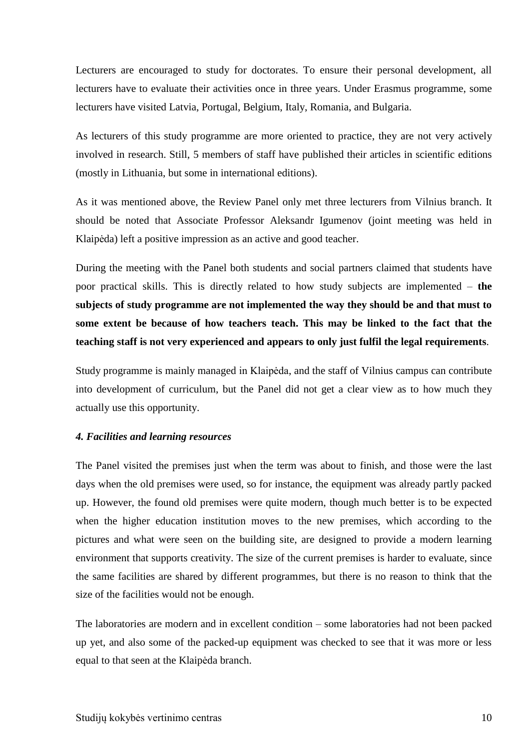Lecturers are encouraged to study for doctorates. To ensure their personal development, all lecturers have to evaluate their activities once in three years. Under Erasmus programme, some lecturers have visited Latvia, Portugal, Belgium, Italy, Romania, and Bulgaria.

As lecturers of this study programme are more oriented to practice, they are not very actively involved in research. Still, 5 members of staff have published their articles in scientific editions (mostly in Lithuania, but some in international editions).

As it was mentioned above, the Review Panel only met three lecturers from Vilnius branch. It should be noted that Associate Professor Aleksandr Igumenov (joint meeting was held in Klaipėda) left a positive impression as an active and good teacher.

During the meeting with the Panel both students and social partners claimed that students have poor practical skills. This is directly related to how study subjects are implemented – **the subjects of study programme are not implemented the way they should be and that must to some extent be because of how teachers teach. This may be linked to the fact that the teaching staff is not very experienced and appears to only just fulfil the legal requirements**.

Study programme is mainly managed in Klaipėda, and the staff of Vilnius campus can contribute into development of curriculum, but the Panel did not get a clear view as to how much they actually use this opportunity.

### *4. Facilities and learning resources*

The Panel visited the premises just when the term was about to finish, and those were the last days when the old premises were used, so for instance, the equipment was already partly packed up. However, the found old premises were quite modern, though much better is to be expected when the higher education institution moves to the new premises, which according to the pictures and what were seen on the building site, are designed to provide a modern learning environment that supports creativity. The size of the current premises is harder to evaluate, since the same facilities are shared by different programmes, but there is no reason to think that the size of the facilities would not be enough.

The laboratories are modern and in excellent condition – some laboratories had not been packed up yet, and also some of the packed-up equipment was checked to see that it was more or less equal to that seen at the Klaipėda branch.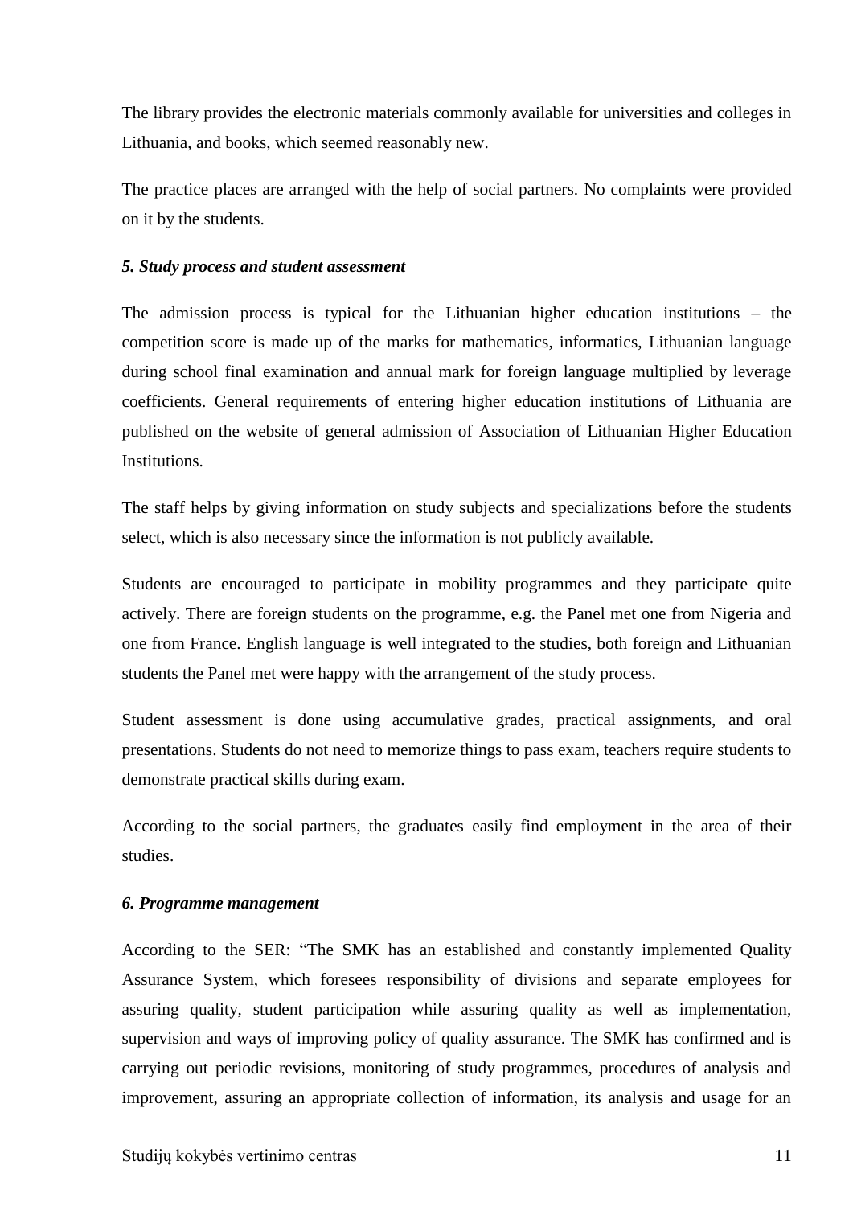The library provides the electronic materials commonly available for universities and colleges in Lithuania, and books, which seemed reasonably new.

The practice places are arranged with the help of social partners. No complaints were provided on it by the students.

### *5. Study process and student assessment*

The admission process is typical for the Lithuanian higher education institutions – the competition score is made up of the marks for mathematics, informatics, Lithuanian language during school final examination and annual mark for foreign language multiplied by leverage coefficients. General requirements of entering higher education institutions of Lithuania are published on the website of general admission of Association of Lithuanian Higher Education Institutions.

The staff helps by giving information on study subjects and specializations before the students select, which is also necessary since the information is not publicly available.

Students are encouraged to participate in mobility programmes and they participate quite actively. There are foreign students on the programme, e.g. the Panel met one from Nigeria and one from France. English language is well integrated to the studies, both foreign and Lithuanian students the Panel met were happy with the arrangement of the study process.

Student assessment is done using accumulative grades, practical assignments, and oral presentations. Students do not need to memorize things to pass exam, teachers require students to demonstrate practical skills during exam.

According to the social partners, the graduates easily find employment in the area of their studies.

### *6. Programme management*

According to the SER: "The SMK has an established and constantly implemented Quality Assurance System, which foresees responsibility of divisions and separate employees for assuring quality, student participation while assuring quality as well as implementation, supervision and ways of improving policy of quality assurance. The SMK has confirmed and is carrying out periodic revisions, monitoring of study programmes, procedures of analysis and improvement, assuring an appropriate collection of information, its analysis and usage for an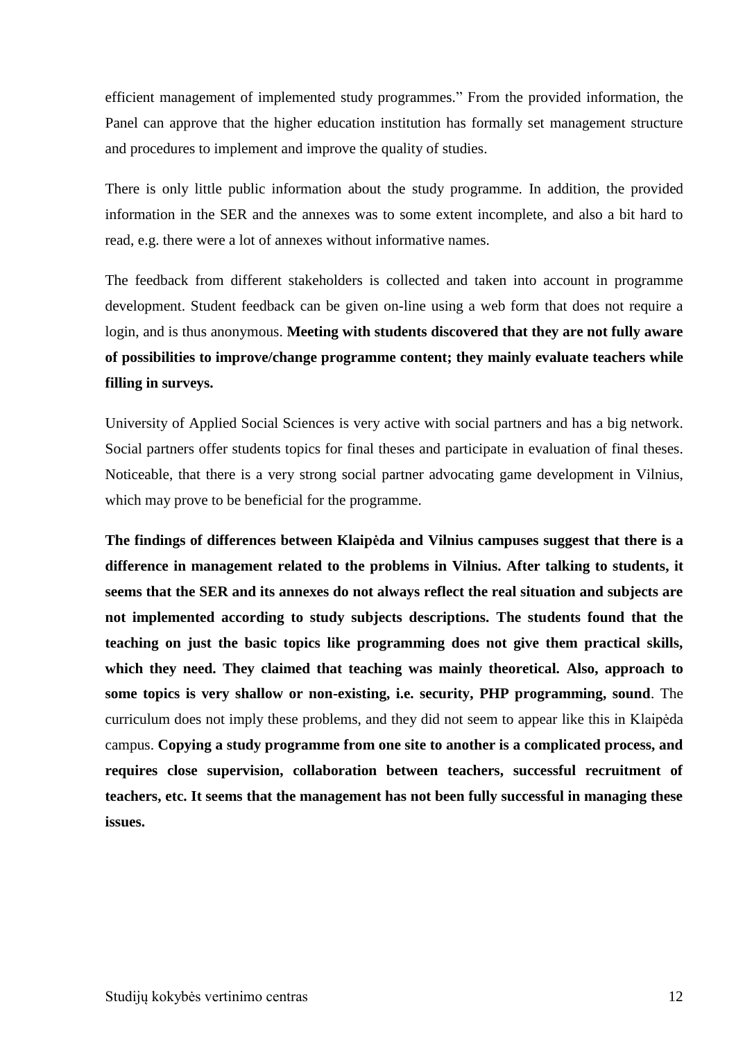efficient management of implemented study programmes." From the provided information, the Panel can approve that the higher education institution has formally set management structure and procedures to implement and improve the quality of studies.

There is only little public information about the study programme. In addition, the provided information in the SER and the annexes was to some extent incomplete, and also a bit hard to read, e.g. there were a lot of annexes without informative names.

The feedback from different stakeholders is collected and taken into account in programme development. Student feedback can be given on-line using a web form that does not require a login, and is thus anonymous. **Meeting with students discovered that they are not fully aware of possibilities to improve/change programme content; they mainly evaluate teachers while filling in surveys.**

University of Applied Social Sciences is very active with social partners and has a big network. Social partners offer students topics for final theses and participate in evaluation of final theses. Noticeable, that there is a very strong social partner advocating game development in Vilnius, which may prove to be beneficial for the programme.

**The findings of differences between Klaipėda and Vilnius campuses suggest that there is a difference in management related to the problems in Vilnius. After talking to students, it seems that the SER and its annexes do not always reflect the real situation and subjects are not implemented according to study subjects descriptions. The students found that the teaching on just the basic topics like programming does not give them practical skills, which they need. They claimed that teaching was mainly theoretical. Also, approach to some topics is very shallow or non-existing, i.e. security, PHP programming, sound**. The curriculum does not imply these problems, and they did not seem to appear like this in Klaipėda campus. **Copying a study programme from one site to another is a complicated process, and requires close supervision, collaboration between teachers, successful recruitment of teachers, etc. It seems that the management has not been fully successful in managing these issues.**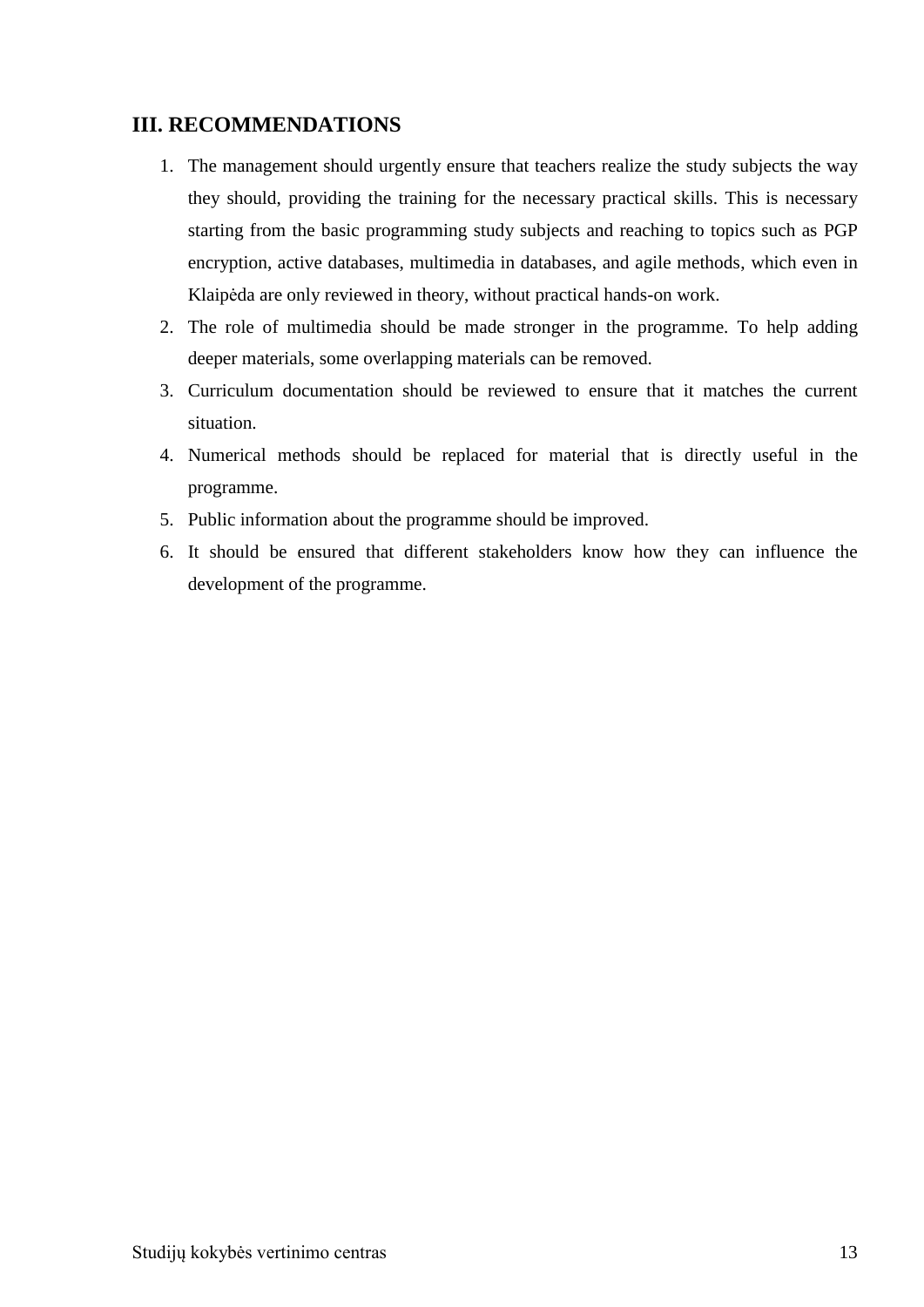## III. RECOMMENDATIONS

1. The management should urgently ensure that teachers realize the study subjects the way they should, providing the training for the necessary practical skills. This is necessary starting from the basic programming study subjects and reaching to topics such as PGP encryption, active databases, multimedia in databases, and agile methods, which even in Klaipėda are only reviewed in theory, without practical hands-on work.
2. The role of multimedia should be made stronger in the programme. To help adding deeper materials, some overlapping materials can be removed.
3. Curriculum documentation should be reviewed to ensure that it matches the current situation.
4. Numerical methods should be replaced for material that is directly useful in the programme.
5. Public information about the programme should be improved.
6. It should be ensured that different stakeholders know how they can influence the development of the programme.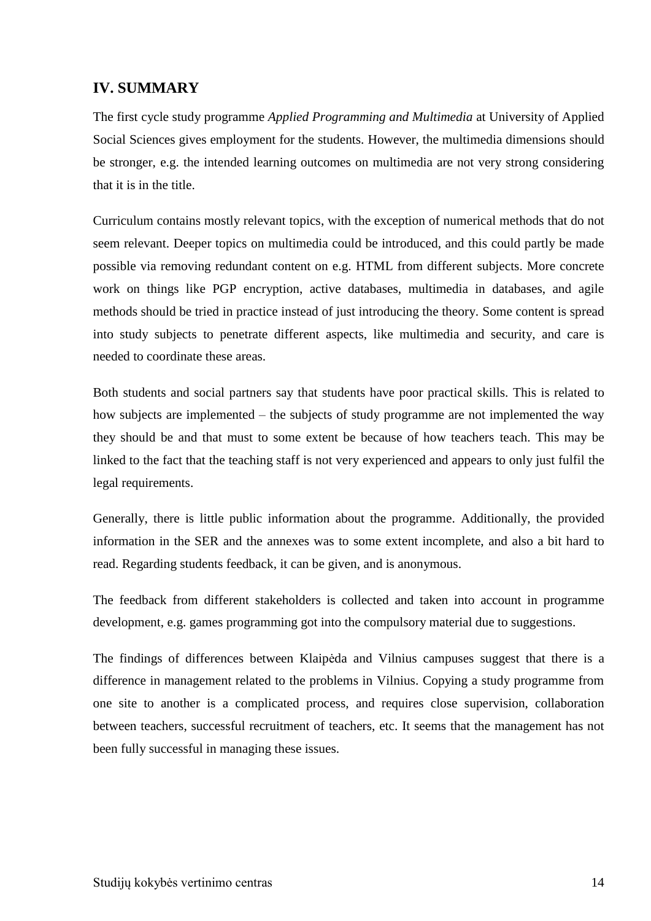## IV. SUMMARY

The first cycle study programme *Applied Programming and Multimedia* at University of Applied Social Sciences gives employment for the students. However, the multimedia dimensions should be stronger, e.g. the intended learning outcomes on multimedia are not very strong considering that it is in the title.

Curriculum contains mostly relevant topics, with the exception of numerical methods that do not seem relevant. Deeper topics on multimedia could be introduced, and this could partly be made possible via removing redundant content on e.g. HTML from different subjects. More concrete work on things like PGP encryption, active databases, multimedia in databases, and agile methods should be tried in practice instead of just introducing the theory. Some content is spread into study subjects to penetrate different aspects, like multimedia and security, and care is needed to coordinate these areas.

Both students and social partners say that students have poor practical skills. This is related to how subjects are implemented – the subjects of study programme are not implemented the way they should be and that must to some extent be because of how teachers teach. This may be linked to the fact that the teaching staff is not very experienced and appears to only just fulfil the legal requirements.

Generally, there is little public information about the programme. Additionally, the provided information in the SER and the annexes was to some extent incomplete, and also a bit hard to read. Regarding students feedback, it can be given, and is anonymous.

The feedback from different stakeholders is collected and taken into account in programme development, e.g. games programming got into the compulsory material due to suggestions.

The findings of differences between Klaipėda and Vilnius campuses suggest that there is a difference in management related to the problems in Vilnius. Copying a study programme from one site to another is a complicated process, and requires close supervision, collaboration between teachers, successful recruitment of teachers, etc. It seems that the management has not been fully successful in managing these issues.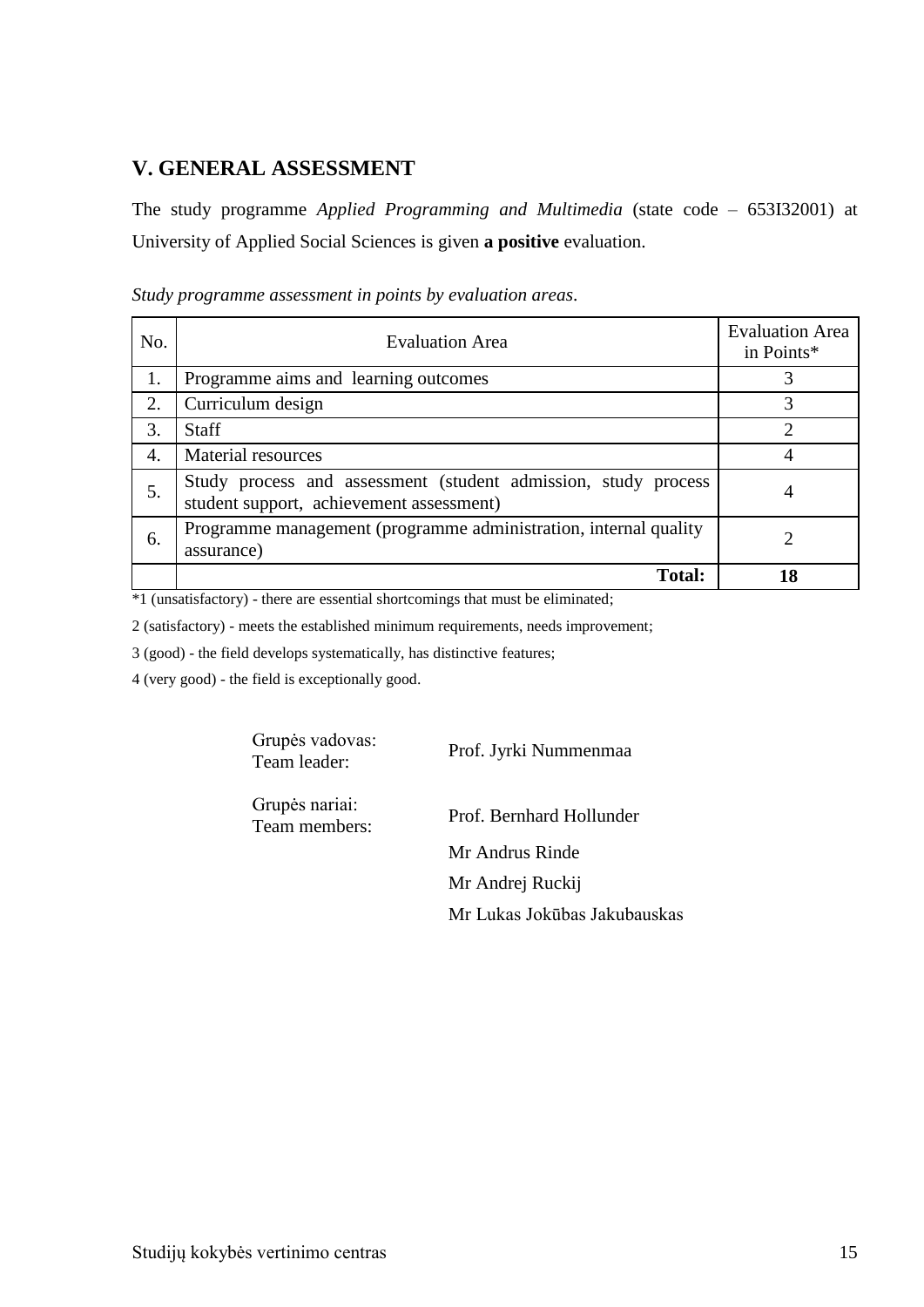## V. GENERAL ASSESSMENT

The study programme *Applied Programming and Multimedia* (state code – 653I32001) at University of Applied Social Sciences is given **a positive** evaluation.

*Study programme assessment in points by evaluation areas*.

| No. | Evaluation Area | Evaluation Area in Points* |
|---|---|---|
| 1. | Programme aims and learning outcomes | 3 |
| 2. | Curriculum design | 3 |
| 3. | Staff | 2 |
| 4. | Material resources | 4 |
| 5. | Study process and assessment (student admission, study process student support, achievement assessment) | 4 |
| 6. | Programme management (programme administration, internal quality assurance) | 2 |
| | **Total:** | **18** |

*1 (unsatisfactory) - there are essential shortcomings that must be eliminated;

2 (satisfactory) - meets the established minimum requirements, needs improvement;

3 (good) - the field develops systematically, has distinctive features;

4 (very good) - the field is exceptionally good.

| | |
|---|---|
| Grupės vadovas: Team leader: | Prof. Jyrki Nummenmaa |
| Grupės nariai: Team members: | Prof. Bernhard Hollunder |
| | Mr Andrus Rinde |
| | Mr Andrej Ruckij |
| | Mr Lukas Jokūbas Jakubauskas |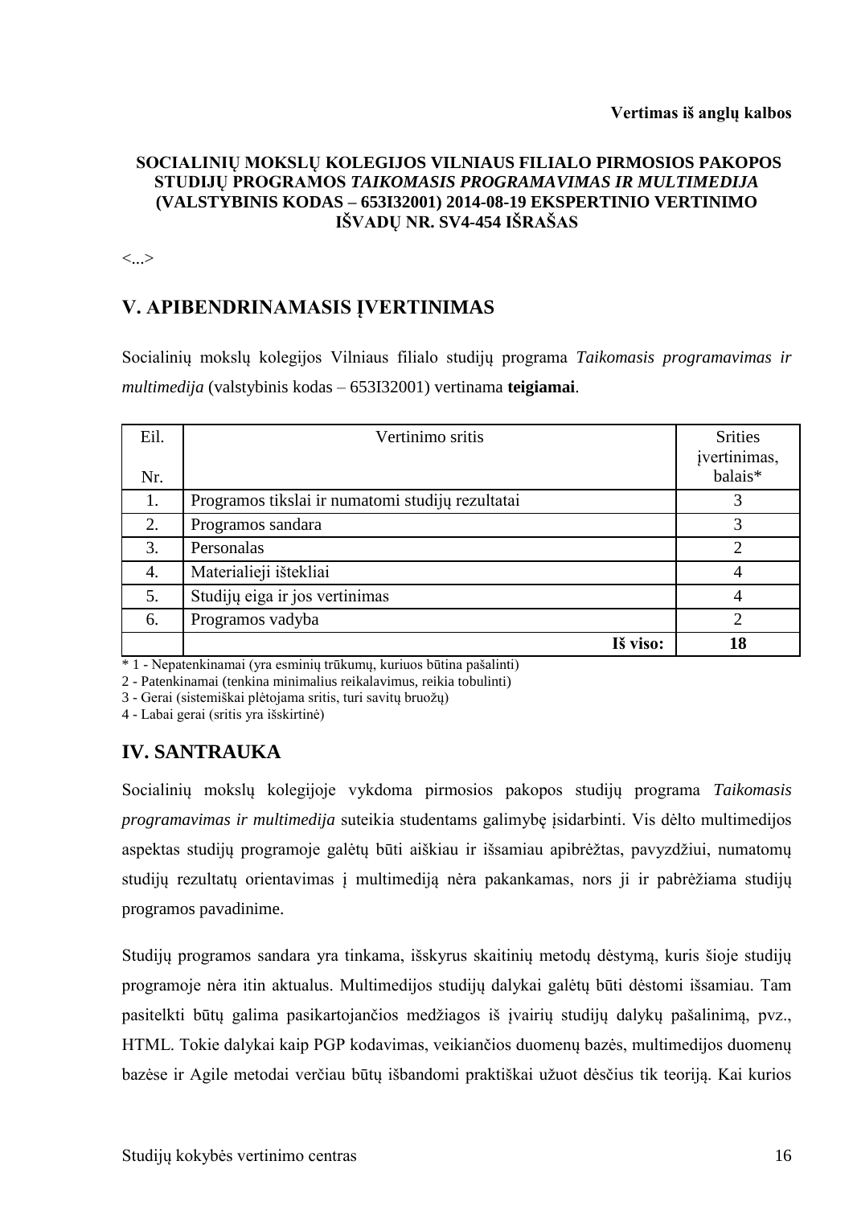**Vertimas iš anglų kalbos**

**SOCIALINIŲ MOKSLŲ KOLEGIJOS VILNIAUS FILIALO PIRMOSIOS PAKOPOS STUDIJŲ PROGRAMOS *TAIKOMASIS PROGRAMAVIMAS IR MULTIMEDIJA* (VALSTYBINIS KODAS – 653I32001) 2014-08-19 EKSPERTINIO VERTINIMO IŠVADŲ NR. SV4-454 IŠRAŠAS**

<...>

## V. APIBENDRINAMASIS ĮVERTINIMAS

Socialinių mokslų kolegijos Vilniaus filialo studijų programa *Taikomasis programavimas ir multimedija* (valstybinis kodas – 653I32001) vertinama **teigiamai**.

| Eil. Nr. | Vertinimo sritis | Srities įvertinimas, balais* |
|---|---|---|
| 1. | Programos tikslai ir numatomi studijų rezultatai | 3 |
| 2. | Programos sandara | 3 |
| 3. | Personalas | 2 |
| 4. | Materialieji ištekliai | 4 |
| 5. | Studijų eiga ir jos vertinimas | 4 |
| 6. | Programos vadyba | 2 |
| | **Iš viso:** | **18** |

* 1 - Nepatenkinamai (yra esminių trūkumų, kuriuos būtina pašalinti)
2 - Patenkinamai (tenkina minimalius reikalavimus, reikia tobulinti)
3 - Gerai (sistemiškai plėtojama sritis, turi savitų bruožų)
4 - Labai gerai (sritis yra išskirtinė)

## IV. SANTRAUKA

Socialinių mokslų kolegijoje vykdoma pirmosios pakopos studijų programa *Taikomasis programavimas ir multimedija* suteikia studentams galimybę įsidarbinti. Vis dėlto multimedijos aspektas studijų programoje galėtų būti aiškiau ir išsamiau apibrėžtas, pavyzdžiui, numatomų studijų rezultatų orientavimas į multimediją nėra pakankamas, nors ji ir pabrėžiama studijų programos pavadinime.

Studijų programos sandara yra tinkama, išskyrus skaitinių metodų dėstymą, kuris šioje studijų programoje nėra itin aktualus. Multimedijos studijų dalykai galėtų būti dėstomi išsamiau. Tam pasitelkti būtų galima pasikartojančios medžiagos iš įvairių studijų dalykų pašalinimą, pvz., HTML. Tokie dalykai kaip PGP kodavimas, veikiančios duomenų bazės, multimedijos duomenų bazėse ir Agile metodai verčiau būtų išbandomi praktiškai užuot dėsčius tik teoriją. Kai kurios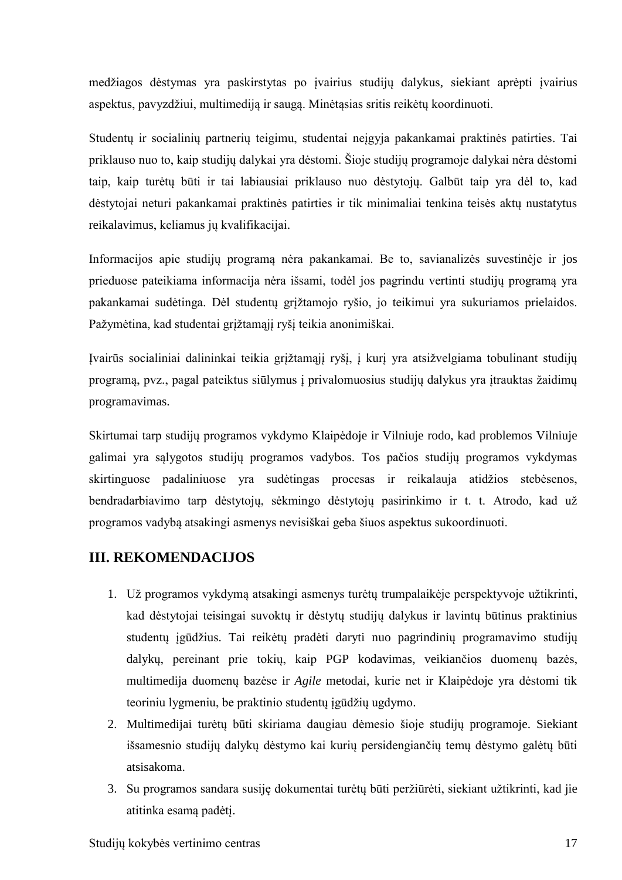medžiagos dėstymas yra paskirstytas po įvairius studijų dalykus, siekiant aprėpti įvairius aspektus, pavyzdžiui, multimediją ir saugą. Minėtąsias sritis reikėtų koordinuoti.

Studentų ir socialinių partnerių teigimu, studentai neįgyja pakankamai praktinės patirties. Tai priklauso nuo to, kaip studijų dalykai yra dėstomi. Šioje studijų programoje dalykai nėra dėstomi taip, kaip turėtų būti ir tai labiausiai priklauso nuo dėstytojų. Galbūt taip yra dėl to, kad dėstytojai neturi pakankamai praktinės patirties ir tik minimaliai tenkina teisės aktų nustatytus reikalavimus, keliamus jų kvalifikacijai.

Informacijos apie studijų programą nėra pakankamai. Be to, savianalizės suvestinėje ir jos prieduose pateikiama informacija nėra išsami, todėl jos pagrindu vertinti studijų programą yra pakankamai sudėtinga. Dėl studentų grįžtamojo ryšio, jo teikimui yra sukuriamos prielaidos. Pažymėtina, kad studentai grįžtamąjį ryšį teikia anonimiškai.

Įvairūs socialiniai dalininkai teikia grįžtamąjį ryšį, į kurį yra atsižvelgiama tobulinant studijų programą, pvz., pagal pateiktus siūlymus į privalomuosius studijų dalykus yra įtrauktas žaidimų programavimas.

Skirtumai tarp studijų programos vykdymo Klaipėdoje ir Vilniuje rodo, kad problemos Vilniuje galimai yra sąlygotos studijų programos vadybos. Tos pačios studijų programos vykdymas skirtinguose padaliniuose yra sudėtingas procesas ir reikalauja atidžios stebėsenos, bendradarbiavimo tarp dėstytojų, sėkmingo dėstytojų pasirinkimo ir t. t. Atrodo, kad už programos vadybą atsakingi asmenys nevisiškai geba šiuos aspektus sukoordinuoti.

## III. REKOMENDACIJOS

1. Už programos vykdymą atsakingi asmenys turėtų trumpalaikėje perspektyvoje užtikrinti, kad dėstytojai teisingai suvoktų ir dėstytų studijų dalykus ir lavintų būtinus praktinius studentų įgūdžius. Tai reikėtų pradėti daryti nuo pagrindinių programavimo studijų dalykų, pereinant prie tokių, kaip PGP kodavimas, veikiančios duomenų bazės, multimedija duomenų bazėse ir *Agile* metodai, kurie net ir Klaipėdoje yra dėstomi tik teoriniu lygmeniu, be praktinio studentų įgūdžių ugdymo.
2. Multimedijai turėtų būti skiriama daugiau dėmesio šioje studijų programoje. Siekiant išsamesnio studijų dalykų dėstymo kai kurių persidengiančių temų dėstymo galėtų būti atsisakoma.
3. Su programos sandara susiję dokumentai turėtų būti peržiūrėti, siekiant užtikrinti, kad jie atitinka esamą padėtį.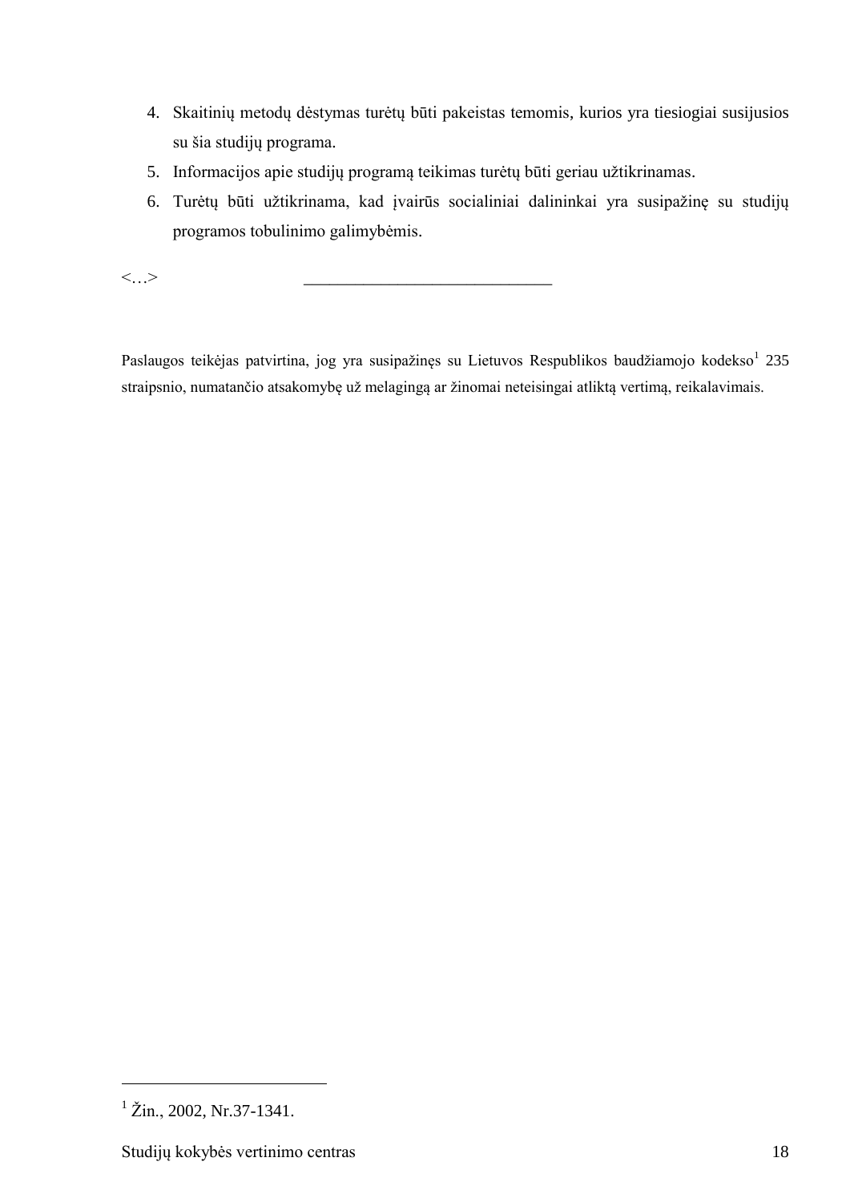4. Skaitinių metodų dėstymas turėtų būti pakeistas temomis, kurios yra tiesiogiai susijusios su šia studijų programa.
5. Informacijos apie studijų programą teikimas turėtų būti geriau užtikrinamas.
6. Turėtų būti užtikrinama, kad įvairūs socialiniai dalininkai yra susipažinę su studijų programos tobulinimo galimybėmis.

<…> ______________________________

Paslaugos teikėjas patvirtina, jog yra susipažinęs su Lietuvos Respublikos baudžiamojo kodekso[1] 235 straipsnio, numatančio atsakomybę už melagingą ar žinomai neteisingai atliktą vertimą, reikalavimais.

[1] Žin., 2002, Nr.37-1341.